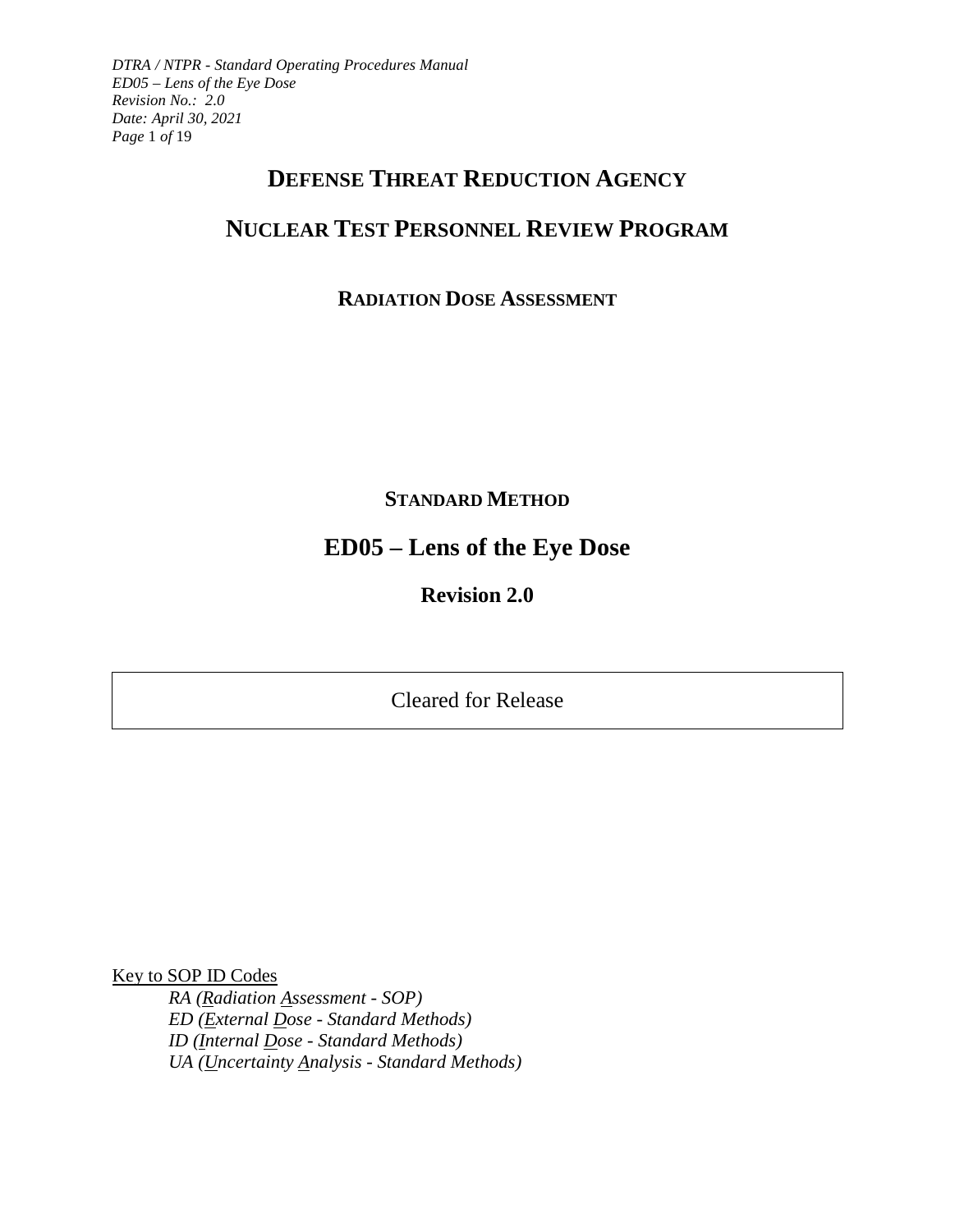# Defense Threat Reduction Agency

# Nuclear Test Personnel Review Program

## Radiation Dose Assessment

### Standard Method

# ED05 – Lens of the Eye Dose

## Revision 2.0

Cleared for Release

Key to SOP ID Codes

*RA (Radiation Assessment - SOP)*
*ED (External Dose - Standard Methods)*
*ID (Internal Dose - Standard Methods)*
*UA (Uncertainty Analysis - Standard Methods)*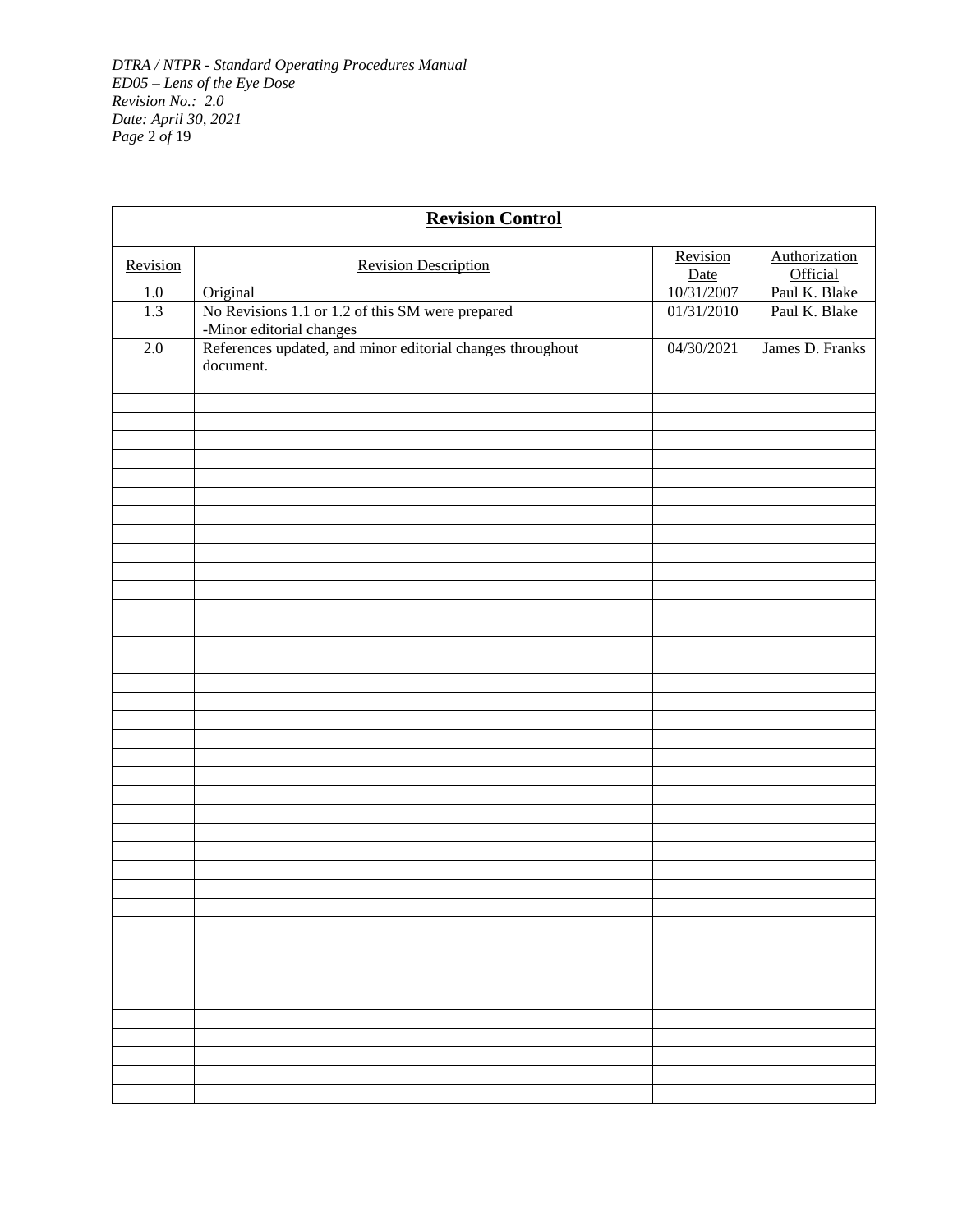| **Revision Control** | | | |
|---|---|---|---|
| Revision | Revision Description | Revision Date | Authorization Official |
| 1.0 | Original | 10/31/2007 | Paul K. Blake |
| 1.3 | No Revisions 1.1 or 1.2 of this SM were prepared<br>-Minor editorial changes | 01/31/2010 | Paul K. Blake |
| 2.0 | References updated, and minor editorial changes throughout document. | 04/30/2021 | James D. Franks |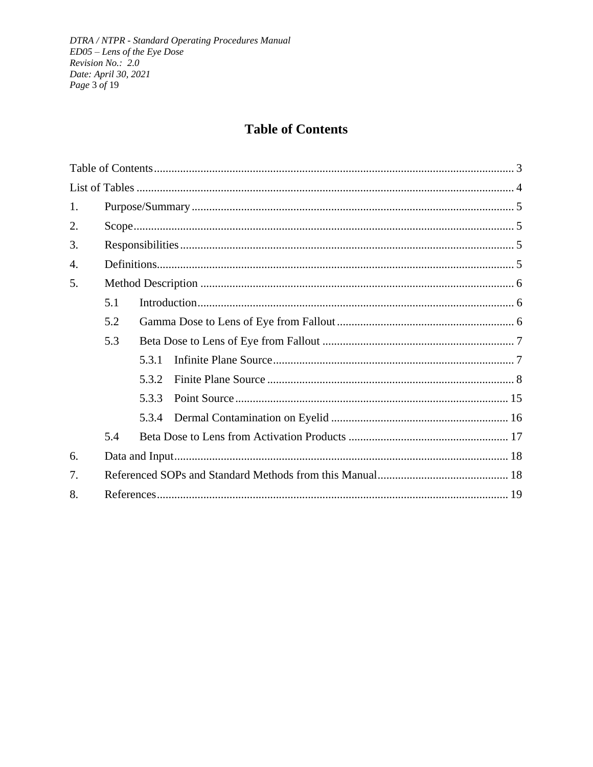# Table of Contents

Table of Contents ............................................................ 3

List of Tables ............................................................ 4

1. Purpose/Summary ............................................................ 5
2. Scope ............................................................ 5
3. Responsibilities ............................................................ 5
4. Definitions ............................................................ 5
5. Method Description ............................................................ 6
   - 5.1 Introduction ............................................................ 6
   - 5.2 Gamma Dose to Lens of Eye from Fallout ............................................................ 6
   - 5.3 Beta Dose to Lens of Eye from Fallout ............................................................ 7
     - 5.3.1 Infinite Plane Source ............................................................ 7
     - 5.3.2 Finite Plane Source ............................................................ 8
     - 5.3.3 Point Source ............................................................ 15
     - 5.3.4 Dermal Contamination on Eyelid ............................................................ 16
   - 5.4 Beta Dose to Lens from Activation Products ............................................................ 17
6. Data and Input ............................................................ 18
7. Referenced SOPs and Standard Methods from this Manual ............................................................ 18
8. References ............................................................ 19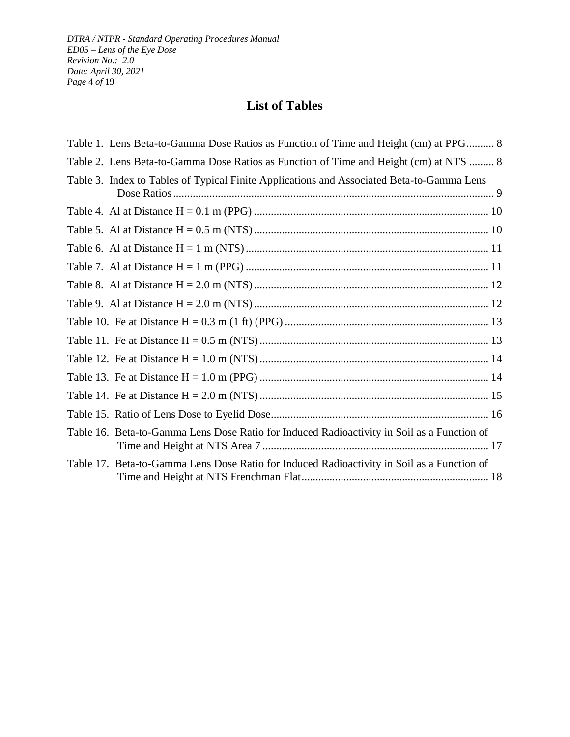# List of Tables

Table 1. Lens Beta-to-Gamma Dose Ratios as Function of Time and Height (cm) at PPG.......... 8

Table 2. Lens Beta-to-Gamma Dose Ratios as Function of Time and Height (cm) at NTS ......... 8

Table 3. Index to Tables of Typical Finite Applications and Associated Beta-to-Gamma Lens Dose Ratios .................................................................................................................. 9

Table 4. Al at Distance H = 0.1 m (PPG) ................................................................................... 10

Table 5. Al at Distance H = 0.5 m (NTS) ................................................................................... 10

Table 6. Al at Distance H = 1 m (NTS) ...................................................................................... 11

Table 7. Al at Distance H = 1 m (PPG) ...................................................................................... 11

Table 8. Al at Distance H = 2.0 m (NTS) ................................................................................... 12

Table 9. Al at Distance H = 2.0 m (NTS) ................................................................................... 12

Table 10. Fe at Distance H = 0.3 m (1 ft) (PPG) ........................................................................ 13

Table 11. Fe at Distance H = 0.5 m (NTS) ................................................................................. 13

Table 12. Fe at Distance H = 1.0 m (NTS) ................................................................................. 14

Table 13. Fe at Distance H = 1.0 m (PPG) ................................................................................. 14

Table 14. Fe at Distance H = 2.0 m (NTS) ................................................................................. 15

Table 15. Ratio of Lens Dose to Eyelid Dose............................................................................. 16

Table 16. Beta-to-Gamma Lens Dose Ratio for Induced Radioactivity in Soil as a Function of Time and Height at NTS Area 7 ................................................................................ 17

Table 17. Beta-to-Gamma Lens Dose Ratio for Induced Radioactivity in Soil as a Function of Time and Height at NTS Frenchman Flat.................................................................. 18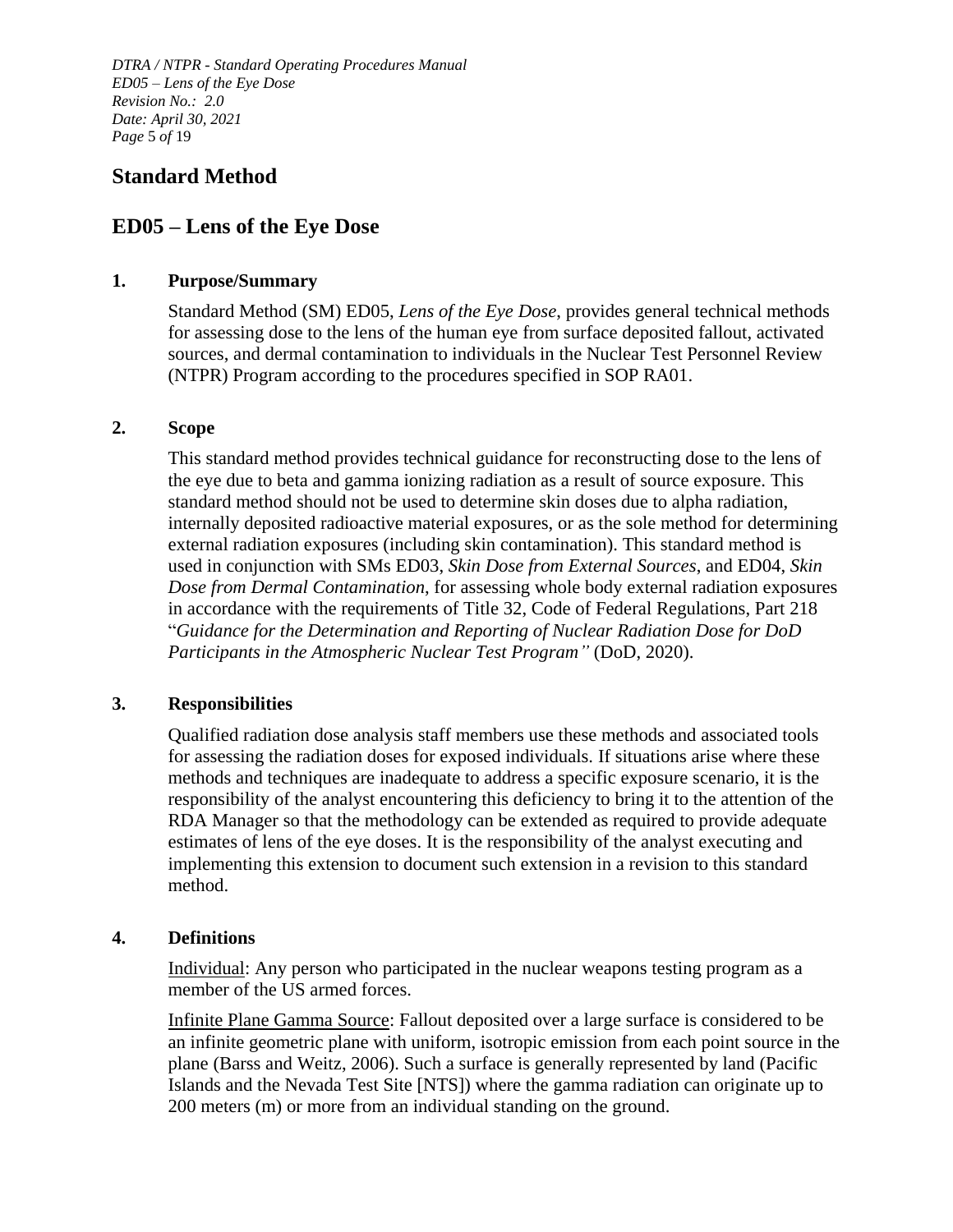# Standard Method

# ED05 – Lens of the Eye Dose

## 1. Purpose/Summary

Standard Method (SM) ED05, *Lens of the Eye Dose*, provides general technical methods for assessing dose to the lens of the human eye from surface deposited fallout, activated sources, and dermal contamination to individuals in the Nuclear Test Personnel Review (NTPR) Program according to the procedures specified in SOP RA01.

## 2. Scope

This standard method provides technical guidance for reconstructing dose to the lens of the eye due to beta and gamma ionizing radiation as a result of source exposure. This standard method should not be used to determine skin doses due to alpha radiation, internally deposited radioactive material exposures, or as the sole method for determining external radiation exposures (including skin contamination). This standard method is used in conjunction with SMs ED03, *Skin Dose from External Sources*, and ED04, *Skin Dose from Dermal Contamination*, for assessing whole body external radiation exposures in accordance with the requirements of Title 32, Code of Federal Regulations, Part 218 "*Guidance for the Determination and Reporting of Nuclear Radiation Dose for DoD Participants in the Atmospheric Nuclear Test Program"* (DoD, 2020).

## 3. Responsibilities

Qualified radiation dose analysis staff members use these methods and associated tools for assessing the radiation doses for exposed individuals. If situations arise where these methods and techniques are inadequate to address a specific exposure scenario, it is the responsibility of the analyst encountering this deficiency to bring it to the attention of the RDA Manager so that the methodology can be extended as required to provide adequate estimates of lens of the eye doses. It is the responsibility of the analyst executing and implementing this extension to document such extension in a revision to this standard method.

## 4. Definitions

Individual: Any person who participated in the nuclear weapons testing program as a member of the US armed forces.

Infinite Plane Gamma Source: Fallout deposited over a large surface is considered to be an infinite geometric plane with uniform, isotropic emission from each point source in the plane (Barss and Weitz, 2006). Such a surface is generally represented by land (Pacific Islands and the Nevada Test Site [NTS]) where the gamma radiation can originate up to 200 meters (m) or more from an individual standing on the ground.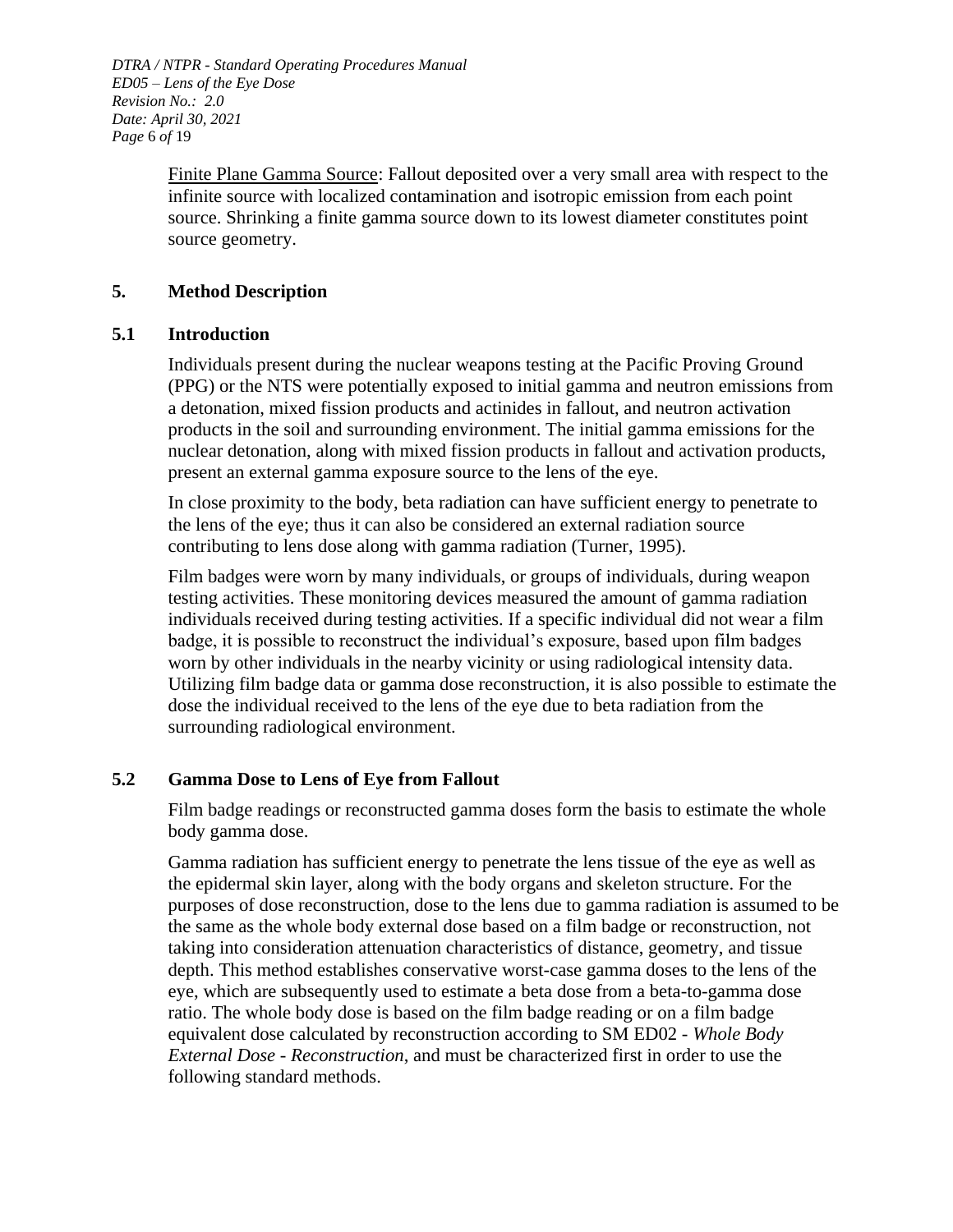<u>Finite Plane Gamma Source</u>: Fallout deposited over a very small area with respect to the infinite source with localized contamination and isotropic emission from each point source. Shrinking a finite gamma source down to its lowest diameter constitutes point source geometry.

## 5. Method Description

### 5.1 Introduction

Individuals present during the nuclear weapons testing at the Pacific Proving Ground (PPG) or the NTS were potentially exposed to initial gamma and neutron emissions from a detonation, mixed fission products and actinides in fallout, and neutron activation products in the soil and surrounding environment. The initial gamma emissions for the nuclear detonation, along with mixed fission products in fallout and activation products, present an external gamma exposure source to the lens of the eye.

In close proximity to the body, beta radiation can have sufficient energy to penetrate to the lens of the eye; thus it can also be considered an external radiation source contributing to lens dose along with gamma radiation (Turner, 1995).

Film badges were worn by many individuals, or groups of individuals, during weapon testing activities. These monitoring devices measured the amount of gamma radiation individuals received during testing activities. If a specific individual did not wear a film badge, it is possible to reconstruct the individual's exposure, based upon film badges worn by other individuals in the nearby vicinity or using radiological intensity data. Utilizing film badge data or gamma dose reconstruction, it is also possible to estimate the dose the individual received to the lens of the eye due to beta radiation from the surrounding radiological environment.

### 5.2 Gamma Dose to Lens of Eye from Fallout

Film badge readings or reconstructed gamma doses form the basis to estimate the whole body gamma dose.

Gamma radiation has sufficient energy to penetrate the lens tissue of the eye as well as the epidermal skin layer, along with the body organs and skeleton structure. For the purposes of dose reconstruction, dose to the lens due to gamma radiation is assumed to be the same as the whole body external dose based on a film badge or reconstruction, not taking into consideration attenuation characteristics of distance, geometry, and tissue depth. This method establishes conservative worst-case gamma doses to the lens of the eye, which are subsequently used to estimate a beta dose from a beta-to-gamma dose ratio. The whole body dose is based on the film badge reading or on a film badge equivalent dose calculated by reconstruction according to SM ED02 - *Whole Body External Dose - Reconstruction*, and must be characterized first in order to use the following standard methods.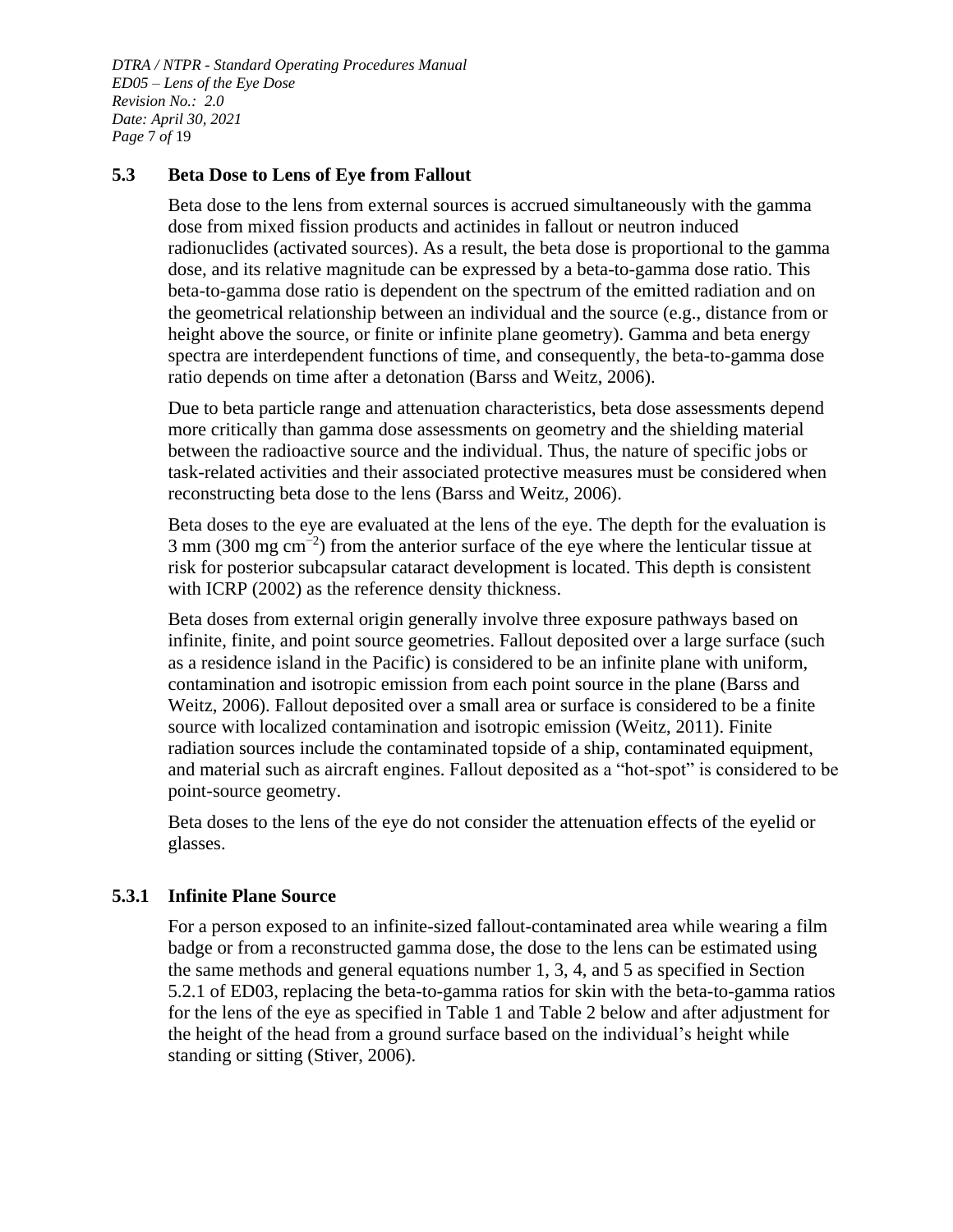## 5.3 Beta Dose to Lens of Eye from Fallout

Beta dose to the lens from external sources is accrued simultaneously with the gamma dose from mixed fission products and actinides in fallout or neutron induced radionuclides (activated sources). As a result, the beta dose is proportional to the gamma dose, and its relative magnitude can be expressed by a beta-to-gamma dose ratio. This beta-to-gamma dose ratio is dependent on the spectrum of the emitted radiation and on the geometrical relationship between an individual and the source (e.g., distance from or height above the source, or finite or infinite plane geometry). Gamma and beta energy spectra are interdependent functions of time, and consequently, the beta-to-gamma dose ratio depends on time after a detonation (Barss and Weitz, 2006).

Due to beta particle range and attenuation characteristics, beta dose assessments depend more critically than gamma dose assessments on geometry and the shielding material between the radioactive source and the individual. Thus, the nature of specific jobs or task-related activities and their associated protective measures must be considered when reconstructing beta dose to the lens (Barss and Weitz, 2006).

Beta doses to the eye are evaluated at the lens of the eye. The depth for the evaluation is 3 mm (300 mg $cm^{-2}$) from the anterior surface of the eye where the lenticular tissue at risk for posterior subcapsular cataract development is located. This depth is consistent with ICRP (2002) as the reference density thickness.

Beta doses from external origin generally involve three exposure pathways based on infinite, finite, and point source geometries. Fallout deposited over a large surface (such as a residence island in the Pacific) is considered to be an infinite plane with uniform, contamination and isotropic emission from each point source in the plane (Barss and Weitz, 2006). Fallout deposited over a small area or surface is considered to be a finite source with localized contamination and isotropic emission (Weitz, 2011). Finite radiation sources include the contaminated topside of a ship, contaminated equipment, and material such as aircraft engines. Fallout deposited as a "hot-spot" is considered to be point-source geometry.

Beta doses to the lens of the eye do not consider the attenuation effects of the eyelid or glasses.

### 5.3.1 Infinite Plane Source

For a person exposed to an infinite-sized fallout-contaminated area while wearing a film badge or from a reconstructed gamma dose, the dose to the lens can be estimated using the same methods and general equations number 1, 3, 4, and 5 as specified in Section 5.2.1 of ED03, replacing the beta-to-gamma ratios for skin with the beta-to-gamma ratios for the lens of the eye as specified in Table 1 and Table 2 below and after adjustment for the height of the head from a ground surface based on the individual's height while standing or sitting (Stiver, 2006).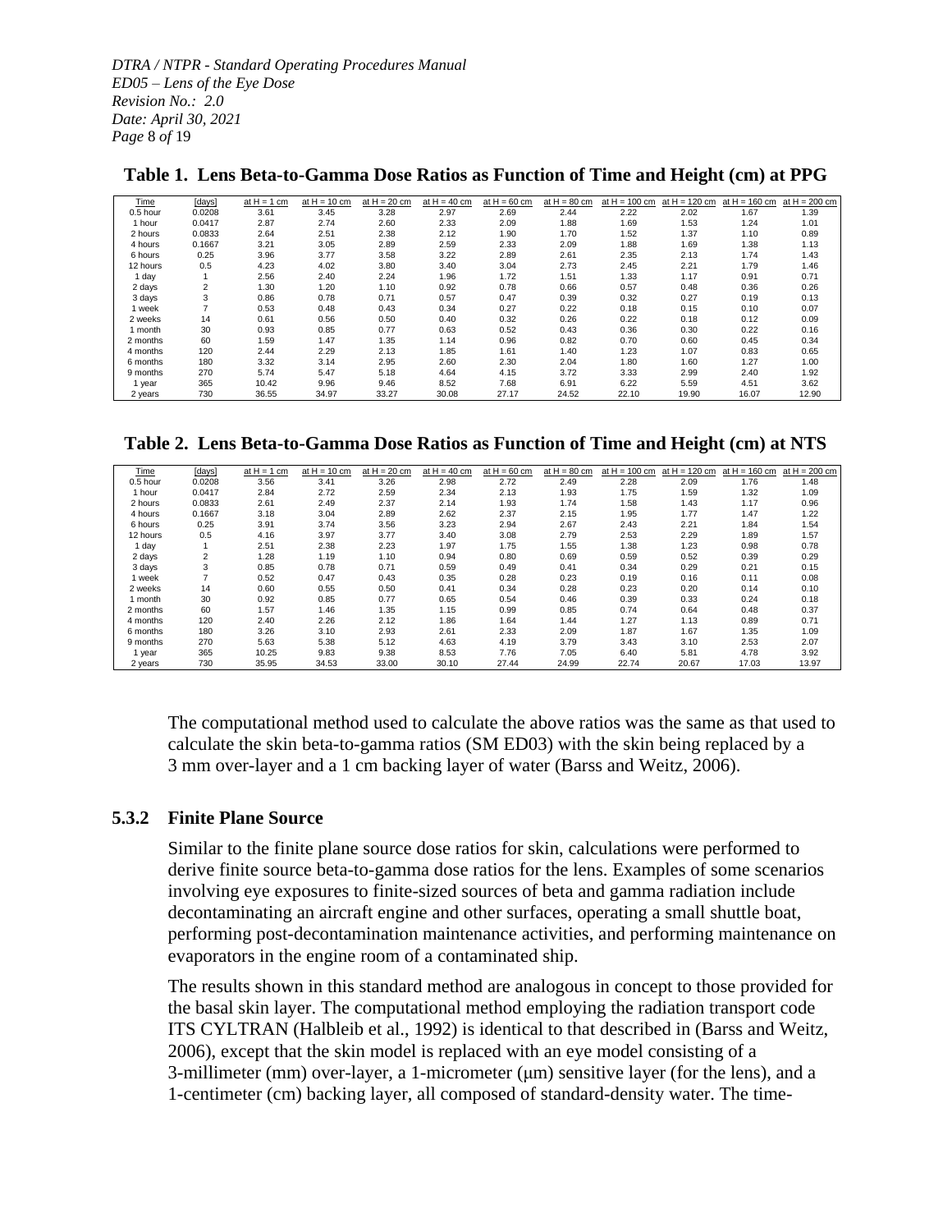**Table 1. Lens Beta-to-Gamma Dose Ratios as Function of Time and Height (cm) at PPG**

| Time | [days] | at H = 1 cm | at H = 10 cm | at H = 20 cm | at H = 40 cm | at H = 60 cm | at H = 80 cm | at H = 100 cm | at H = 120 cm | at H = 160 cm | at H = 200 cm |
|---|---|---|---|---|---|---|---|---|---|---|---|
| 0.5 hour | 0.0208 | 3.61 | 3.45 | 3.28 | 2.97 | 2.69 | 2.44 | 2.22 | 2.02 | 1.67 | 1.39 |
| 1 hour | 0.0417 | 2.87 | 2.74 | 2.60 | 2.33 | 2.09 | 1.88 | 1.69 | 1.53 | 1.24 | 1.01 |
| 2 hours | 0.0833 | 2.64 | 2.51 | 2.38 | 2.12 | 1.90 | 1.70 | 1.52 | 1.37 | 1.10 | 0.89 |
| 4 hours | 0.1667 | 3.21 | 3.05 | 2.89 | 2.59 | 2.33 | 2.09 | 1.88 | 1.69 | 1.38 | 1.13 |
| 6 hours | 0.25 | 3.96 | 3.77 | 3.58 | 3.22 | 2.89 | 2.61 | 2.35 | 2.13 | 1.74 | 1.43 |
| 12 hours | 0.5 | 4.23 | 4.02 | 3.80 | 3.40 | 3.04 | 2.73 | 2.45 | 2.21 | 1.79 | 1.46 |
| 1 day | 1 | 2.56 | 2.40 | 2.24 | 1.96 | 1.72 | 1.51 | 1.33 | 1.17 | 0.91 | 0.71 |
| 2 days | 2 | 1.30 | 1.20 | 1.10 | 0.92 | 0.78 | 0.66 | 0.57 | 0.48 | 0.36 | 0.26 |
| 3 days | 3 | 0.86 | 0.78 | 0.71 | 0.57 | 0.47 | 0.39 | 0.32 | 0.27 | 0.19 | 0.13 |
| 1 week | 7 | 0.53 | 0.48 | 0.43 | 0.34 | 0.27 | 0.22 | 0.18 | 0.15 | 0.10 | 0.07 |
| 2 weeks | 14 | 0.61 | 0.56 | 0.50 | 0.40 | 0.32 | 0.26 | 0.22 | 0.18 | 0.12 | 0.09 |
| 1 month | 30 | 0.93 | 0.85 | 0.77 | 0.63 | 0.52 | 0.43 | 0.36 | 0.30 | 0.22 | 0.16 |
| 2 months | 60 | 1.59 | 1.47 | 1.35 | 1.14 | 0.96 | 0.82 | 0.70 | 0.60 | 0.45 | 0.34 |
| 4 months | 120 | 2.44 | 2.29 | 2.13 | 1.85 | 1.61 | 1.40 | 1.23 | 1.07 | 0.83 | 0.65 |
| 6 months | 180 | 3.32 | 3.14 | 2.95 | 2.60 | 2.30 | 2.04 | 1.80 | 1.60 | 1.27 | 1.00 |
| 9 months | 270 | 5.74 | 5.47 | 5.18 | 4.64 | 4.15 | 3.72 | 3.33 | 2.99 | 2.40 | 1.92 |
| 1 year | 365 | 10.42 | 9.96 | 9.46 | 8.52 | 7.68 | 6.91 | 6.22 | 5.59 | 4.51 | 3.62 |
| 2 years | 730 | 36.55 | 34.97 | 33.27 | 30.08 | 27.17 | 24.52 | 22.10 | 19.90 | 16.07 | 12.90 |

**Table 2. Lens Beta-to-Gamma Dose Ratios as Function of Time and Height (cm) at NTS**

| Time | [days] | at H = 1 cm | at H = 10 cm | at H = 20 cm | at H = 40 cm | at H = 60 cm | at H = 80 cm | at H = 100 cm | at H = 120 cm | at H = 160 cm | at H = 200 cm |
|---|---|---|---|---|---|---|---|---|---|---|---|
| 0.5 hour | 0.0208 | 3.56 | 3.41 | 3.26 | 2.98 | 2.72 | 2.49 | 2.28 | 2.09 | 1.76 | 1.48 |
| 1 hour | 0.0417 | 2.84 | 2.72 | 2.59 | 2.34 | 2.13 | 1.93 | 1.75 | 1.59 | 1.32 | 1.09 |
| 2 hours | 0.0833 | 2.61 | 2.49 | 2.37 | 2.14 | 1.93 | 1.74 | 1.58 | 1.43 | 1.17 | 0.96 |
| 4 hours | 0.1667 | 3.18 | 3.04 | 2.89 | 2.62 | 2.37 | 2.15 | 1.95 | 1.77 | 1.47 | 1.22 |
| 6 hours | 0.25 | 3.91 | 3.74 | 3.56 | 3.23 | 2.94 | 2.67 | 2.43 | 2.21 | 1.84 | 1.54 |
| 12 hours | 0.5 | 4.16 | 3.97 | 3.77 | 3.40 | 3.08 | 2.79 | 2.53 | 2.29 | 1.89 | 1.57 |
| 1 day | 1 | 2.51 | 2.38 | 2.23 | 1.97 | 1.75 | 1.55 | 1.38 | 1.23 | 0.98 | 0.78 |
| 2 days | 2 | 1.28 | 1.19 | 1.10 | 0.94 | 0.80 | 0.69 | 0.59 | 0.52 | 0.39 | 0.29 |
| 3 days | 3 | 0.85 | 0.78 | 0.71 | 0.59 | 0.49 | 0.41 | 0.34 | 0.29 | 0.21 | 0.15 |
| 1 week | 7 | 0.52 | 0.47 | 0.43 | 0.35 | 0.28 | 0.23 | 0.19 | 0.16 | 0.11 | 0.08 |
| 2 weeks | 14 | 0.60 | 0.55 | 0.50 | 0.41 | 0.34 | 0.28 | 0.23 | 0.20 | 0.14 | 0.10 |
| 1 month | 30 | 0.92 | 0.85 | 0.77 | 0.65 | 0.54 | 0.46 | 0.39 | 0.33 | 0.24 | 0.18 |
| 2 months | 60 | 1.57 | 1.46 | 1.35 | 1.15 | 0.99 | 0.85 | 0.74 | 0.64 | 0.48 | 0.37 |
| 4 months | 120 | 2.40 | 2.26 | 2.12 | 1.86 | 1.64 | 1.44 | 1.27 | 1.13 | 0.89 | 0.71 |
| 6 months | 180 | 3.26 | 3.10 | 2.93 | 2.61 | 2.33 | 2.09 | 1.87 | 1.67 | 1.35 | 1.09 |
| 9 months | 270 | 5.63 | 5.38 | 5.12 | 4.63 | 4.19 | 3.79 | 3.43 | 3.10 | 2.53 | 2.07 |
| 1 year | 365 | 10.25 | 9.83 | 9.38 | 8.53 | 7.76 | 7.05 | 6.40 | 5.81 | 4.78 | 3.92 |
| 2 years | 730 | 35.95 | 34.53 | 33.00 | 30.10 | 27.44 | 24.99 | 22.74 | 20.67 | 17.03 | 13.97 |

The computational method used to calculate the above ratios was the same as that used to calculate the skin beta-to-gamma ratios (SM ED03) with the skin being replaced by a 3 mm over-layer and a 1 cm backing layer of water (Barss and Weitz, 2006).

### 5.3.2 Finite Plane Source

Similar to the finite plane source dose ratios for skin, calculations were performed to derive finite source beta-to-gamma dose ratios for the lens. Examples of some scenarios involving eye exposures to finite-sized sources of beta and gamma radiation include decontaminating an aircraft engine and other surfaces, operating a small shuttle boat, performing post-decontamination maintenance activities, and performing maintenance on evaporators in the engine room of a contaminated ship.

The results shown in this standard method are analogous in concept to those provided for the basal skin layer. The computational method employing the radiation transport code ITS CYLTRAN (Halbleib et al., 1992) is identical to that described in (Barss and Weitz, 2006), except that the skin model is replaced with an eye model consisting of a 3-millimeter (mm) over-layer, a 1-micrometer (μm) sensitive layer (for the lens), and a 1-centimeter (cm) backing layer, all composed of standard-density water. The time-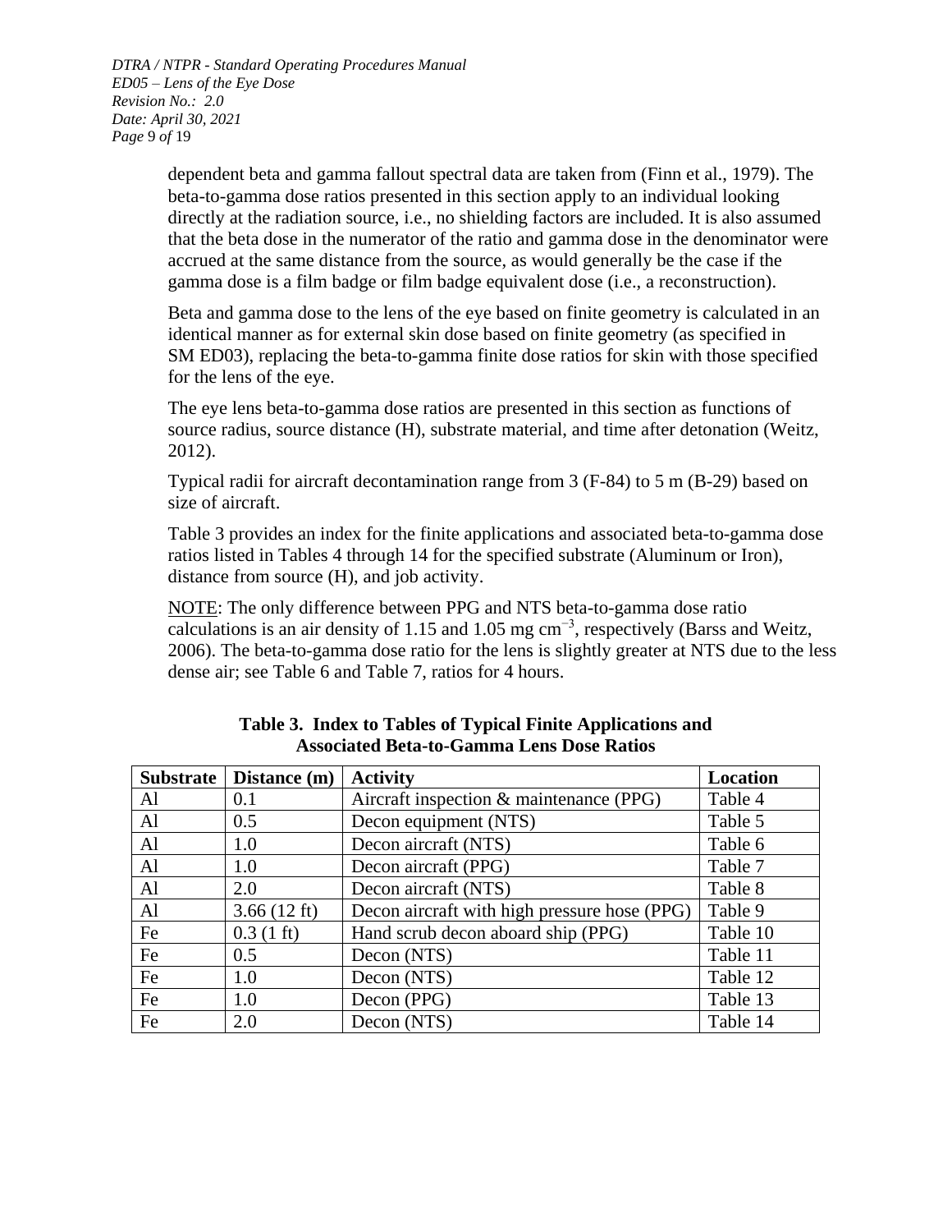dependent beta and gamma fallout spectral data are taken from (Finn et al., 1979). The beta-to-gamma dose ratios presented in this section apply to an individual looking directly at the radiation source, i.e., no shielding factors are included. It is also assumed that the beta dose in the numerator of the ratio and gamma dose in the denominator were accrued at the same distance from the source, as would generally be the case if the gamma dose is a film badge or film badge equivalent dose (i.e., a reconstruction).

Beta and gamma dose to the lens of the eye based on finite geometry is calculated in an identical manner as for external skin dose based on finite geometry (as specified in SM ED03), replacing the beta-to-gamma finite dose ratios for skin with those specified for the lens of the eye.

The eye lens beta-to-gamma dose ratios are presented in this section as functions of source radius, source distance (H), substrate material, and time after detonation (Weitz, 2012).

Typical radii for aircraft decontamination range from 3 (F-84) to 5 m (B-29) based on size of aircraft.

Table 3 provides an index for the finite applications and associated beta-to-gamma dose ratios listed in Tables 4 through 14 for the specified substrate (Aluminum or Iron), distance from source (H), and job activity.

NOTE: The only difference between PPG and NTS beta-to-gamma dose ratio calculations is an air density of 1.15 and 1.05 mg $cm^{-3}$, respectively (Barss and Weitz, 2006). The beta-to-gamma dose ratio for the lens is slightly greater at NTS due to the less dense air; see Table 6 and Table 7, ratios for 4 hours.

**Table 3. Index to Tables of Typical Finite Applications and Associated Beta-to-Gamma Lens Dose Ratios**

| Substrate | Distance (m) | Activity | Location |
|---|---|---|---|
| Al | 0.1 | Aircraft inspection & maintenance (PPG) | Table 4 |
| Al | 0.5 | Decon equipment (NTS) | Table 5 |
| Al | 1.0 | Decon aircraft (NTS) | Table 6 |
| Al | 1.0 | Decon aircraft (PPG) | Table 7 |
| Al | 2.0 | Decon aircraft (NTS) | Table 8 |
| Al | 3.66 (12 ft) | Decon aircraft with high pressure hose (PPG) | Table 9 |
| Fe | 0.3 (1 ft) | Hand scrub decon aboard ship (PPG) | Table 10 |
| Fe | 0.5 | Decon (NTS) | Table 11 |
| Fe | 1.0 | Decon (NTS) | Table 12 |
| Fe | 1.0 | Decon (PPG) | Table 13 |
| Fe | 2.0 | Decon (NTS) | Table 14 |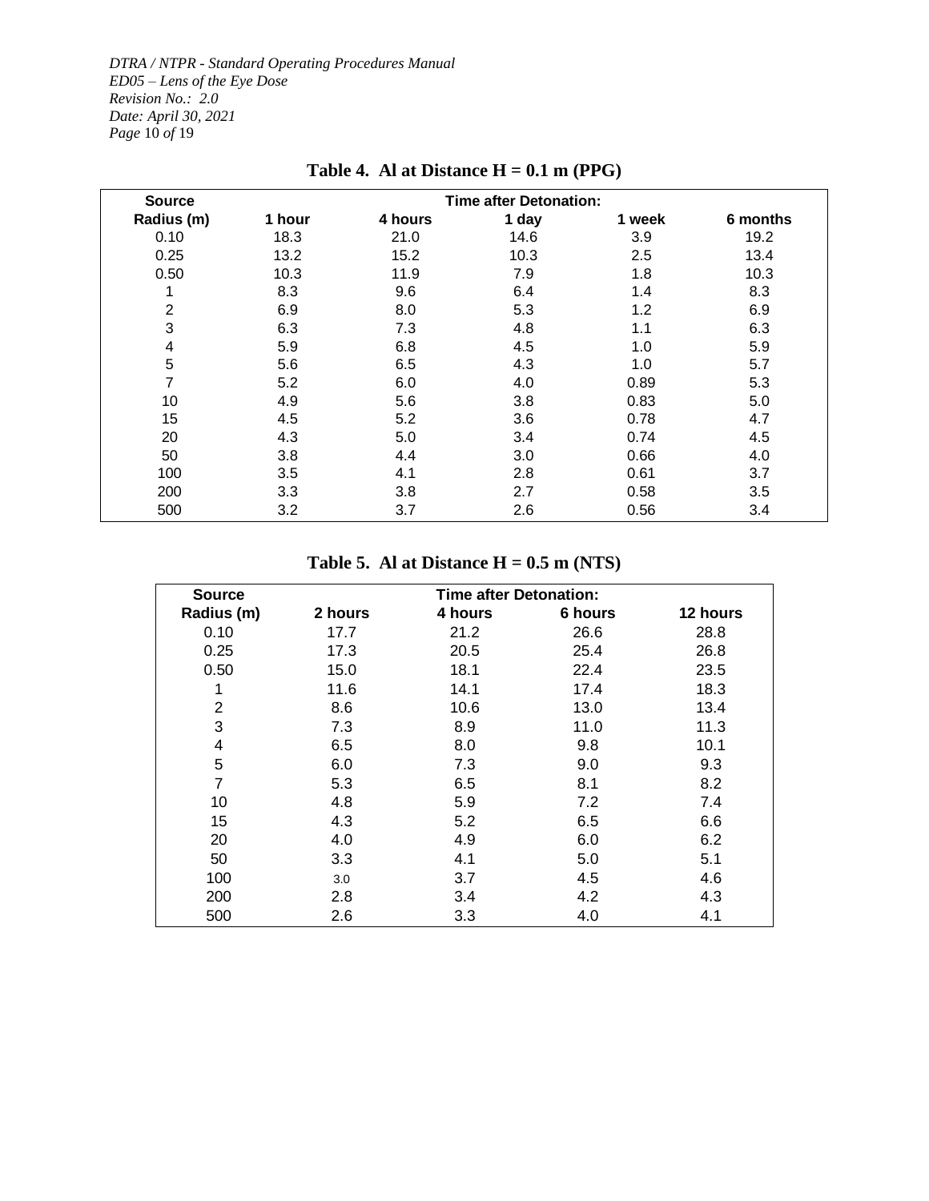**Table 4. Al at Distance H = 0.1 m (PPG)**

| Source Radius (m) | Time after Detonation: 1 hour | 4 hours | 1 day | 1 week | 6 months |
|---|---|---|---|---|---|
| 0.10 | 18.3 | 21.0 | 14.6 | 3.9 | 19.2 |
| 0.25 | 13.2 | 15.2 | 10.3 | 2.5 | 13.4 |
| 0.50 | 10.3 | 11.9 | 7.9 | 1.8 | 10.3 |
| 1 | 8.3 | 9.6 | 6.4 | 1.4 | 8.3 |
| 2 | 6.9 | 8.0 | 5.3 | 1.2 | 6.9 |
| 3 | 6.3 | 7.3 | 4.8 | 1.1 | 6.3 |
| 4 | 5.9 | 6.8 | 4.5 | 1.0 | 5.9 |
| 5 | 5.6 | 6.5 | 4.3 | 1.0 | 5.7 |
| 7 | 5.2 | 6.0 | 4.0 | 0.89 | 5.3 |
| 10 | 4.9 | 5.6 | 3.8 | 0.83 | 5.0 |
| 15 | 4.5 | 5.2 | 3.6 | 0.78 | 4.7 |
| 20 | 4.3 | 5.0 | 3.4 | 0.74 | 4.5 |
| 50 | 3.8 | 4.4 | 3.0 | 0.66 | 4.0 |
| 100 | 3.5 | 4.1 | 2.8 | 0.61 | 3.7 |
| 200 | 3.3 | 3.8 | 2.7 | 0.58 | 3.5 |
| 500 | 3.2 | 3.7 | 2.6 | 0.56 | 3.4 |

**Table 5. Al at Distance H = 0.5 m (NTS)**

| Source Radius (m) | Time after Detonation: 2 hours | 4 hours | 6 hours | 12 hours |
|---|---|---|---|---|
| 0.10 | 17.7 | 21.2 | 26.6 | 28.8 |
| 0.25 | 17.3 | 20.5 | 25.4 | 26.8 |
| 0.50 | 15.0 | 18.1 | 22.4 | 23.5 |
| 1 | 11.6 | 14.1 | 17.4 | 18.3 |
| 2 | 8.6 | 10.6 | 13.0 | 13.4 |
| 3 | 7.3 | 8.9 | 11.0 | 11.3 |
| 4 | 6.5 | 8.0 | 9.8 | 10.1 |
| 5 | 6.0 | 7.3 | 9.0 | 9.3 |
| 7 | 5.3 | 6.5 | 8.1 | 8.2 |
| 10 | 4.8 | 5.9 | 7.2 | 7.4 |
| 15 | 4.3 | 5.2 | 6.5 | 6.6 |
| 20 | 4.0 | 4.9 | 6.0 | 6.2 |
| 50 | 3.3 | 4.1 | 5.0 | 5.1 |
| 100 | 3.0 | 3.7 | 4.5 | 4.6 |
| 200 | 2.8 | 3.4 | 4.2 | 4.3 |
| 500 | 2.6 | 3.3 | 4.0 | 4.1 |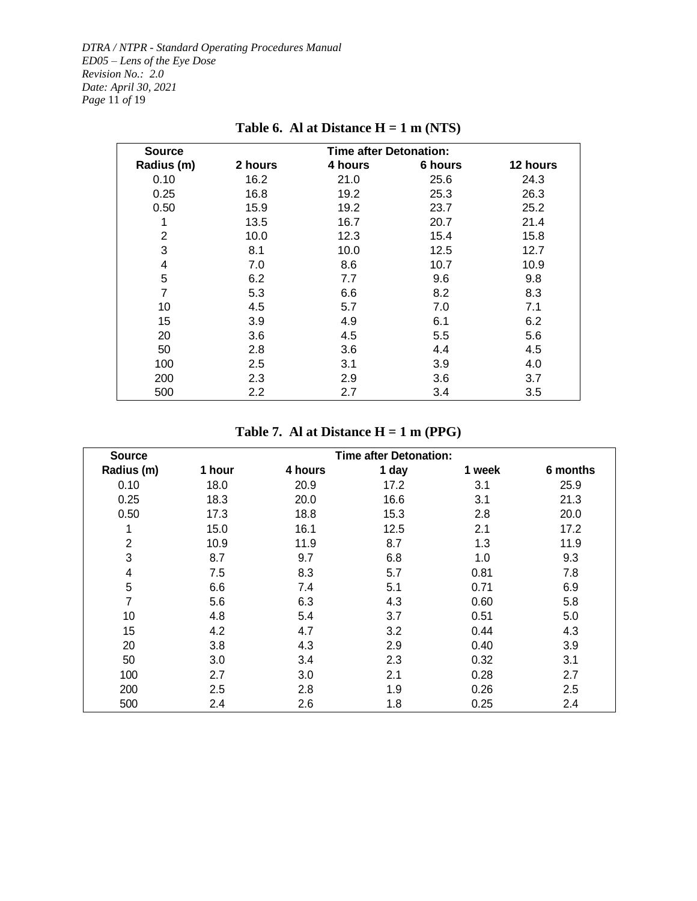**Table 6. Al at Distance H = 1 m (NTS)**

| Source | Time after Detonation: | | | |
|---|---|---|---|---|
| Radius (m) | 2 hours | 4 hours | 6 hours | 12 hours |
| 0.10 | 16.2 | 21.0 | 25.6 | 24.3 |
| 0.25 | 16.8 | 19.2 | 25.3 | 26.3 |
| 0.50 | 15.9 | 19.2 | 23.7 | 25.2 |
| 1 | 13.5 | 16.7 | 20.7 | 21.4 |
| 2 | 10.0 | 12.3 | 15.4 | 15.8 |
| 3 | 8.1 | 10.0 | 12.5 | 12.7 |
| 4 | 7.0 | 8.6 | 10.7 | 10.9 |
| 5 | 6.2 | 7.7 | 9.6 | 9.8 |
| 7 | 5.3 | 6.6 | 8.2 | 8.3 |
| 10 | 4.5 | 5.7 | 7.0 | 7.1 |
| 15 | 3.9 | 4.9 | 6.1 | 6.2 |
| 20 | 3.6 | 4.5 | 5.5 | 5.6 |
| 50 | 2.8 | 3.6 | 4.4 | 4.5 |
| 100 | 2.5 | 3.1 | 3.9 | 4.0 |
| 200 | 2.3 | 2.9 | 3.6 | 3.7 |
| 500 | 2.2 | 2.7 | 3.4 | 3.5 |

**Table 7. Al at Distance H = 1 m (PPG)**

| Source | Time after Detonation: | | | | |
|---|---|---|---|---|---|
| Radius (m) | 1 hour | 4 hours | 1 day | 1 week | 6 months |
| 0.10 | 18.0 | 20.9 | 17.2 | 3.1 | 25.9 |
| 0.25 | 18.3 | 20.0 | 16.6 | 3.1 | 21.3 |
| 0.50 | 17.3 | 18.8 | 15.3 | 2.8 | 20.0 |
| 1 | 15.0 | 16.1 | 12.5 | 2.1 | 17.2 |
| 2 | 10.9 | 11.9 | 8.7 | 1.3 | 11.9 |
| 3 | 8.7 | 9.7 | 6.8 | 1.0 | 9.3 |
| 4 | 7.5 | 8.3 | 5.7 | 0.81 | 7.8 |
| 5 | 6.6 | 7.4 | 5.1 | 0.71 | 6.9 |
| 7 | 5.6 | 6.3 | 4.3 | 0.60 | 5.8 |
| 10 | 4.8 | 5.4 | 3.7 | 0.51 | 5.0 |
| 15 | 4.2 | 4.7 | 3.2 | 0.44 | 4.3 |
| 20 | 3.8 | 4.3 | 2.9 | 0.40 | 3.9 |
| 50 | 3.0 | 3.4 | 2.3 | 0.32 | 3.1 |
| 100 | 2.7 | 3.0 | 2.1 | 0.28 | 2.7 |
| 200 | 2.5 | 2.8 | 1.9 | 0.26 | 2.5 |
| 500 | 2.4 | 2.6 | 1.8 | 0.25 | 2.4 |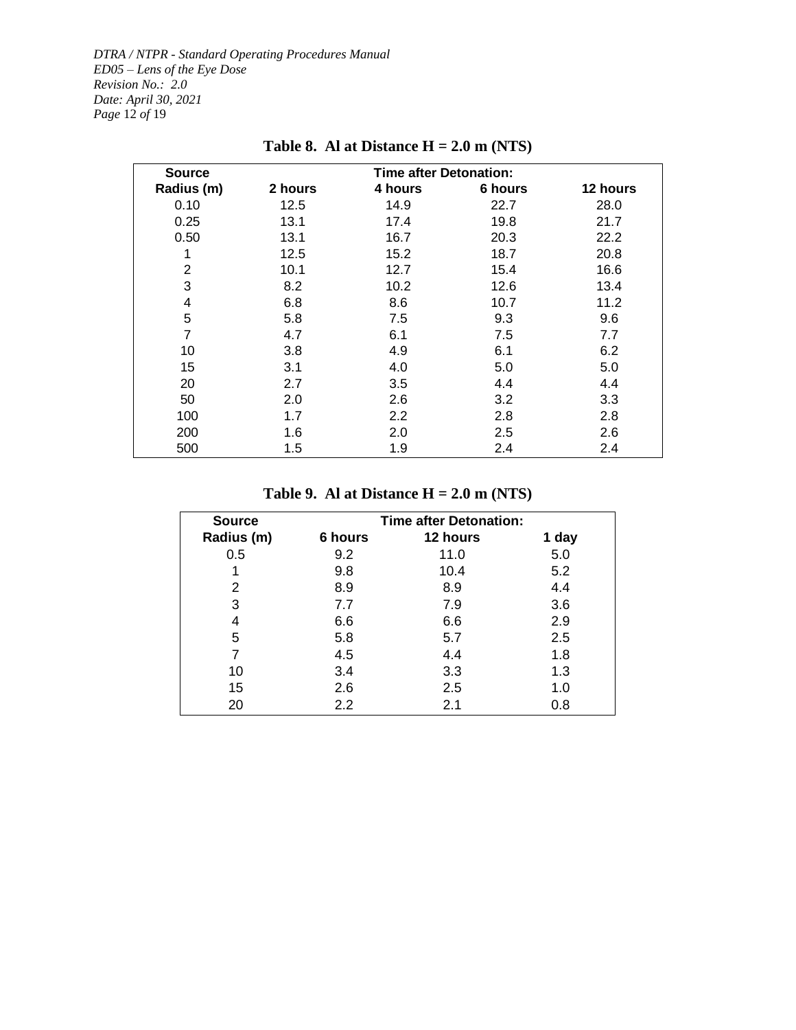**Table 8. Al at Distance H = 2.0 m (NTS)**

| Source | Time after Detonation: | | | |
|---|---|---|---|---|
| Radius (m) | 2 hours | 4 hours | 6 hours | 12 hours |
| 0.10 | 12.5 | 14.9 | 22.7 | 28.0 |
| 0.25 | 13.1 | 17.4 | 19.8 | 21.7 |
| 0.50 | 13.1 | 16.7 | 20.3 | 22.2 |
| 1 | 12.5 | 15.2 | 18.7 | 20.8 |
| 2 | 10.1 | 12.7 | 15.4 | 16.6 |
| 3 | 8.2 | 10.2 | 12.6 | 13.4 |
| 4 | 6.8 | 8.6 | 10.7 | 11.2 |
| 5 | 5.8 | 7.5 | 9.3 | 9.6 |
| 7 | 4.7 | 6.1 | 7.5 | 7.7 |
| 10 | 3.8 | 4.9 | 6.1 | 6.2 |
| 15 | 3.1 | 4.0 | 5.0 | 5.0 |
| 20 | 2.7 | 3.5 | 4.4 | 4.4 |
| 50 | 2.0 | 2.6 | 3.2 | 3.3 |
| 100 | 1.7 | 2.2 | 2.8 | 2.8 |
| 200 | 1.6 | 2.0 | 2.5 | 2.6 |
| 500 | 1.5 | 1.9 | 2.4 | 2.4 |

**Table 9. Al at Distance H = 2.0 m (NTS)**

| Source | Time after Detonation: | | |
|---|---|---|---|
| Radius (m) | 6 hours | 12 hours | 1 day |
| 0.5 | 9.2 | 11.0 | 5.0 |
| 1 | 9.8 | 10.4 | 5.2 |
| 2 | 8.9 | 8.9 | 4.4 |
| 3 | 7.7 | 7.9 | 3.6 |
| 4 | 6.6 | 6.6 | 2.9 |
| 5 | 5.8 | 5.7 | 2.5 |
| 7 | 4.5 | 4.4 | 1.8 |
| 10 | 3.4 | 3.3 | 1.3 |
| 15 | 2.6 | 2.5 | 1.0 |
| 20 | 2.2 | 2.1 | 0.8 |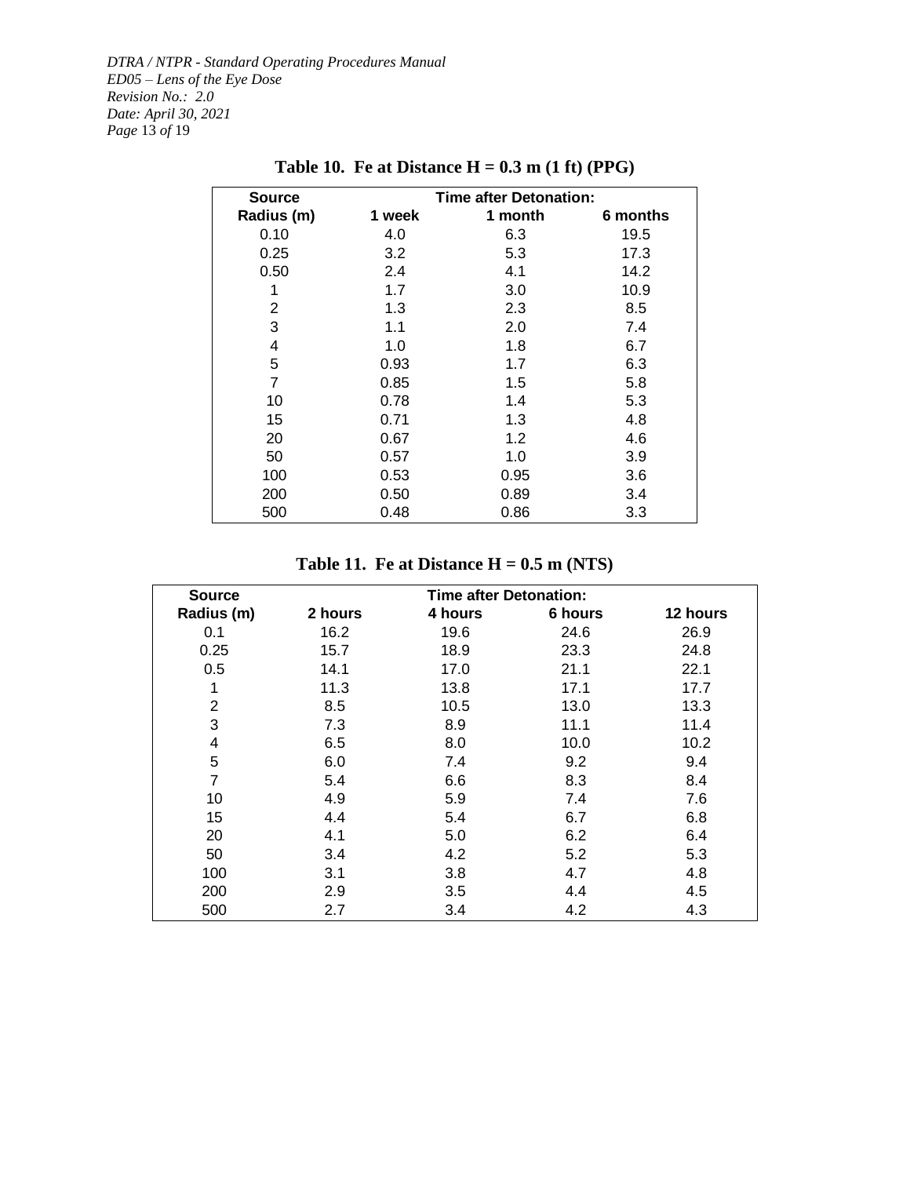**Table 10. Fe at Distance H = 0.3 m (1 ft) (PPG)**

| Source | Time after Detonation: | | |
|---|---|---|---|
| Radius (m) | 1 week | 1 month | 6 months |
| 0.10 | 4.0 | 6.3 | 19.5 |
| 0.25 | 3.2 | 5.3 | 17.3 |
| 0.50 | 2.4 | 4.1 | 14.2 |
| 1 | 1.7 | 3.0 | 10.9 |
| 2 | 1.3 | 2.3 | 8.5 |
| 3 | 1.1 | 2.0 | 7.4 |
| 4 | 1.0 | 1.8 | 6.7 |
| 5 | 0.93 | 1.7 | 6.3 |
| 7 | 0.85 | 1.5 | 5.8 |
| 10 | 0.78 | 1.4 | 5.3 |
| 15 | 0.71 | 1.3 | 4.8 |
| 20 | 0.67 | 1.2 | 4.6 |
| 50 | 0.57 | 1.0 | 3.9 |
| 100 | 0.53 | 0.95 | 3.6 |
| 200 | 0.50 | 0.89 | 3.4 |
| 500 | 0.48 | 0.86 | 3.3 |

**Table 11. Fe at Distance H = 0.5 m (NTS)**

| Source | Time after Detonation: | | | |
|---|---|---|---|---|
| Radius (m) | 2 hours | 4 hours | 6 hours | 12 hours |
| 0.1 | 16.2 | 19.6 | 24.6 | 26.9 |
| 0.25 | 15.7 | 18.9 | 23.3 | 24.8 |
| 0.5 | 14.1 | 17.0 | 21.1 | 22.1 |
| 1 | 11.3 | 13.8 | 17.1 | 17.7 |
| 2 | 8.5 | 10.5 | 13.0 | 13.3 |
| 3 | 7.3 | 8.9 | 11.1 | 11.4 |
| 4 | 6.5 | 8.0 | 10.0 | 10.2 |
| 5 | 6.0 | 7.4 | 9.2 | 9.4 |
| 7 | 5.4 | 6.6 | 8.3 | 8.4 |
| 10 | 4.9 | 5.9 | 7.4 | 7.6 |
| 15 | 4.4 | 5.4 | 6.7 | 6.8 |
| 20 | 4.1 | 5.0 | 6.2 | 6.4 |
| 50 | 3.4 | 4.2 | 5.2 | 5.3 |
| 100 | 3.1 | 3.8 | 4.7 | 4.8 |
| 200 | 2.9 | 3.5 | 4.4 | 4.5 |
| 500 | 2.7 | 3.4 | 4.2 | 4.3 |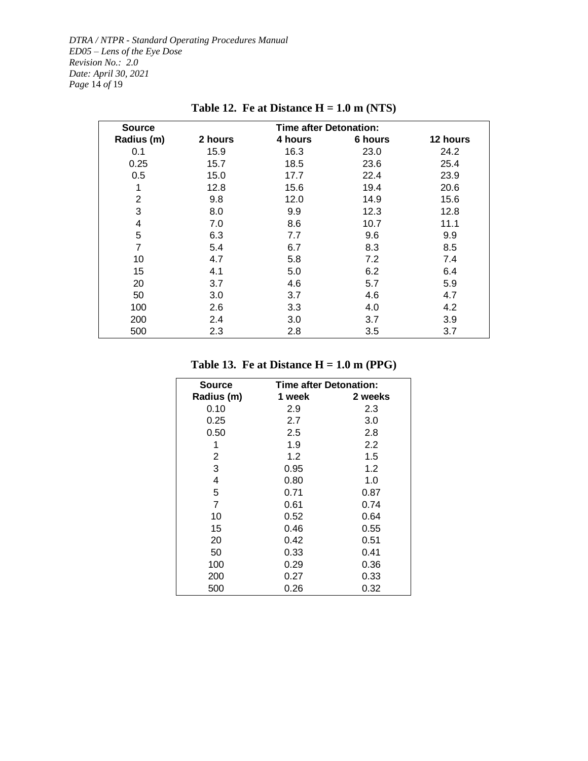**Table 12. Fe at Distance H = 1.0 m (NTS)**

| Source Radius (m) | Time after Detonation: 2 hours | 4 hours | 6 hours | 12 hours |
|---|---|---|---|---|
| 0.1 | 15.9 | 16.3 | 23.0 | 24.2 |
| 0.25 | 15.7 | 18.5 | 23.6 | 25.4 |
| 0.5 | 15.0 | 17.7 | 22.4 | 23.9 |
| 1 | 12.8 | 15.6 | 19.4 | 20.6 |
| 2 | 9.8 | 12.0 | 14.9 | 15.6 |
| 3 | 8.0 | 9.9 | 12.3 | 12.8 |
| 4 | 7.0 | 8.6 | 10.7 | 11.1 |
| 5 | 6.3 | 7.7 | 9.6 | 9.9 |
| 7 | 5.4 | 6.7 | 8.3 | 8.5 |
| 10 | 4.7 | 5.8 | 7.2 | 7.4 |
| 15 | 4.1 | 5.0 | 6.2 | 6.4 |
| 20 | 3.7 | 4.6 | 5.7 | 5.9 |
| 50 | 3.0 | 3.7 | 4.6 | 4.7 |
| 100 | 2.6 | 3.3 | 4.0 | 4.2 |
| 200 | 2.4 | 3.0 | 3.7 | 3.9 |
| 500 | 2.3 | 2.8 | 3.5 | 3.7 |

**Table 13. Fe at Distance H = 1.0 m (PPG)**

| Source Radius (m) | Time after Detonation: 1 week | 2 weeks |
|---|---|---|
| 0.10 | 2.9 | 2.3 |
| 0.25 | 2.7 | 3.0 |
| 0.50 | 2.5 | 2.8 |
| 1 | 1.9 | 2.2 |
| 2 | 1.2 | 1.5 |
| 3 | 0.95 | 1.2 |
| 4 | 0.80 | 1.0 |
| 5 | 0.71 | 0.87 |
| 7 | 0.61 | 0.74 |
| 10 | 0.52 | 0.64 |
| 15 | 0.46 | 0.55 |
| 20 | 0.42 | 0.51 |
| 50 | 0.33 | 0.41 |
| 100 | 0.29 | 0.36 |
| 200 | 0.27 | 0.33 |
| 500 | 0.26 | 0.32 |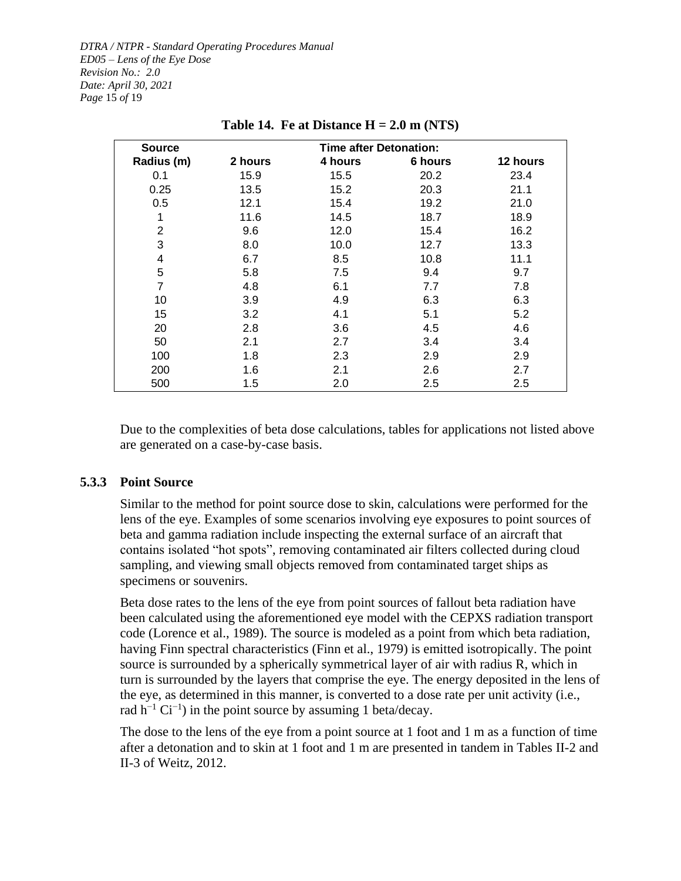**Table 14. Fe at Distance H = 2.0 m (NTS)**

| Source Radius (m) | Time after Detonation: 2 hours | 4 hours | 6 hours | 12 hours |
|---|---|---|---|---|
| 0.1 | 15.9 | 15.5 | 20.2 | 23.4 |
| 0.25 | 13.5 | 15.2 | 20.3 | 21.1 |
| 0.5 | 12.1 | 15.4 | 19.2 | 21.0 |
| 1 | 11.6 | 14.5 | 18.7 | 18.9 |
| 2 | 9.6 | 12.0 | 15.4 | 16.2 |
| 3 | 8.0 | 10.0 | 12.7 | 13.3 |
| 4 | 6.7 | 8.5 | 10.8 | 11.1 |
| 5 | 5.8 | 7.5 | 9.4 | 9.7 |
| 7 | 4.8 | 6.1 | 7.7 | 7.8 |
| 10 | 3.9 | 4.9 | 6.3 | 6.3 |
| 15 | 3.2 | 4.1 | 5.1 | 5.2 |
| 20 | 2.8 | 3.6 | 4.5 | 4.6 |
| 50 | 2.1 | 2.7 | 3.4 | 3.4 |
| 100 | 1.8 | 2.3 | 2.9 | 2.9 |
| 200 | 1.6 | 2.1 | 2.6 | 2.7 |
| 500 | 1.5 | 2.0 | 2.5 | 2.5 |

Due to the complexities of beta dose calculations, tables for applications not listed above are generated on a case-by-case basis.

### 5.3.3 Point Source

Similar to the method for point source dose to skin, calculations were performed for the lens of the eye. Examples of some scenarios involving eye exposures to point sources of beta and gamma radiation include inspecting the external surface of an aircraft that contains isolated "hot spots", removing contaminated air filters collected during cloud sampling, and viewing small objects removed from contaminated target ships as specimens or souvenirs.

Beta dose rates to the lens of the eye from point sources of fallout beta radiation have been calculated using the aforementioned eye model with the CEPXS radiation transport code (Lorence et al., 1989). The source is modeled as a point from which beta radiation, having Finn spectral characteristics (Finn et al., 1979) is emitted isotropically. The point source is surrounded by a spherically symmetrical layer of air with radius R, which in turn is surrounded by the layers that comprise the eye. The energy deposited in the lens of the eye, as determined in this manner, is converted to a dose rate per unit activity (i.e., rad $h^{-1}$ $Ci^{-1}$) in the point source by assuming 1 beta/decay.

The dose to the lens of the eye from a point source at 1 foot and 1 m as a function of time after a detonation and to skin at 1 foot and 1 m are presented in tandem in Tables II-2 and II-3 of Weitz, 2012.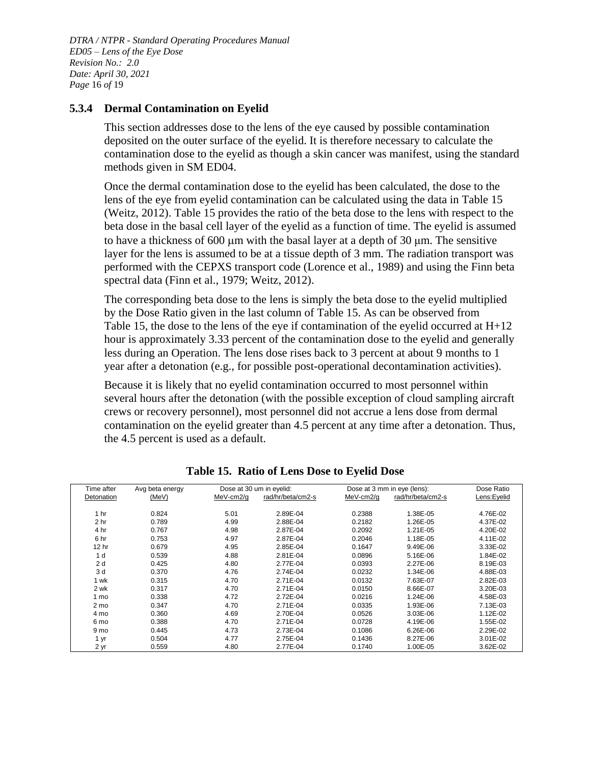### 5.3.4 Dermal Contamination on Eyelid

This section addresses dose to the lens of the eye caused by possible contamination deposited on the outer surface of the eyelid. It is therefore necessary to calculate the contamination dose to the eyelid as though a skin cancer was manifest, using the standard methods given in SM ED04.

Once the dermal contamination dose to the eyelid has been calculated, the dose to the lens of the eye from eyelid contamination can be calculated using the data in Table 15 (Weitz, 2012). Table 15 provides the ratio of the beta dose to the lens with respect to the beta dose in the basal cell layer of the eyelid as a function of time. The eyelid is assumed to have a thickness of 600 μm with the basal layer at a depth of 30 μm. The sensitive layer for the lens is assumed to be at a tissue depth of 3 mm. The radiation transport was performed with the CEPXS transport code (Lorence et al., 1989) and using the Finn beta spectral data (Finn et al., 1979; Weitz, 2012).

The corresponding beta dose to the lens is simply the beta dose to the eyelid multiplied by the Dose Ratio given in the last column of Table 15. As can be observed from Table 15, the dose to the lens of the eye if contamination of the eyelid occurred at H+12 hour is approximately 3.33 percent of the contamination dose to the eyelid and generally less during an Operation. The lens dose rises back to 3 percent at about 9 months to 1 year after a detonation (e.g., for possible post-operational decontamination activities).

Because it is likely that no eyelid contamination occurred to most personnel within several hours after the detonation (with the possible exception of cloud sampling aircraft crews or recovery personnel), most personnel did not accrue a lens dose from dermal contamination on the eyelid greater than 4.5 percent at any time after a detonation. Thus, the 4.5 percent is used as a default.

**Table 15. Ratio of Lens Dose to Eyelid Dose**

| Time after Detonation | Avg beta energy (MeV) | Dose at 30 um in eyelid: MeV-cm2/g | rad/hr/beta/cm2-s | Dose at 3 mm in eye (lens): MeV-cm2/g | rad/hr/beta/cm2-s | Dose Ratio Lens:Eyelid |
|---|---|---|---|---|---|---|
| 1 hr | 0.824 | 5.01 | 2.89E-04 | 0.2388 | 1.38E-05 | 4.76E-02 |
| 2 hr | 0.789 | 4.99 | 2.88E-04 | 0.2182 | 1.26E-05 | 4.37E-02 |
| 4 hr | 0.767 | 4.98 | 2.87E-04 | 0.2092 | 1.21E-05 | 4.20E-02 |
| 6 hr | 0.753 | 4.97 | 2.87E-04 | 0.2046 | 1.18E-05 | 4.11E-02 |
| 12 hr | 0.679 | 4.95 | 2.85E-04 | 0.1647 | 9.49E-06 | 3.33E-02 |
| 1 d | 0.539 | 4.88 | 2.81E-04 | 0.0896 | 5.16E-06 | 1.84E-02 |
| 2 d | 0.425 | 4.80 | 2.77E-04 | 0.0393 | 2.27E-06 | 8.19E-03 |
| 3 d | 0.370 | 4.76 | 2.74E-04 | 0.0232 | 1.34E-06 | 4.88E-03 |
| 1 wk | 0.315 | 4.70 | 2.71E-04 | 0.0132 | 7.63E-07 | 2.82E-03 |
| 2 wk | 0.317 | 4.70 | 2.71E-04 | 0.0150 | 8.66E-07 | 3.20E-03 |
| 1 mo | 0.338 | 4.72 | 2.72E-04 | 0.0216 | 1.24E-06 | 4.58E-03 |
| 2 mo | 0.347 | 4.70 | 2.71E-04 | 0.0335 | 1.93E-06 | 7.13E-03 |
| 4 mo | 0.360 | 4.69 | 2.70E-04 | 0.0526 | 3.03E-06 | 1.12E-02 |
| 6 mo | 0.388 | 4.70 | 2.71E-04 | 0.0728 | 4.19E-06 | 1.55E-02 |
| 9 mo | 0.445 | 4.73 | 2.73E-04 | 0.1086 | 6.26E-06 | 2.29E-02 |
| 1 yr | 0.504 | 4.77 | 2.75E-04 | 0.1436 | 8.27E-06 | 3.01E-02 |
| 2 yr | 0.559 | 4.80 | 2.77E-04 | 0.1740 | 1.00E-05 | 3.62E-02 |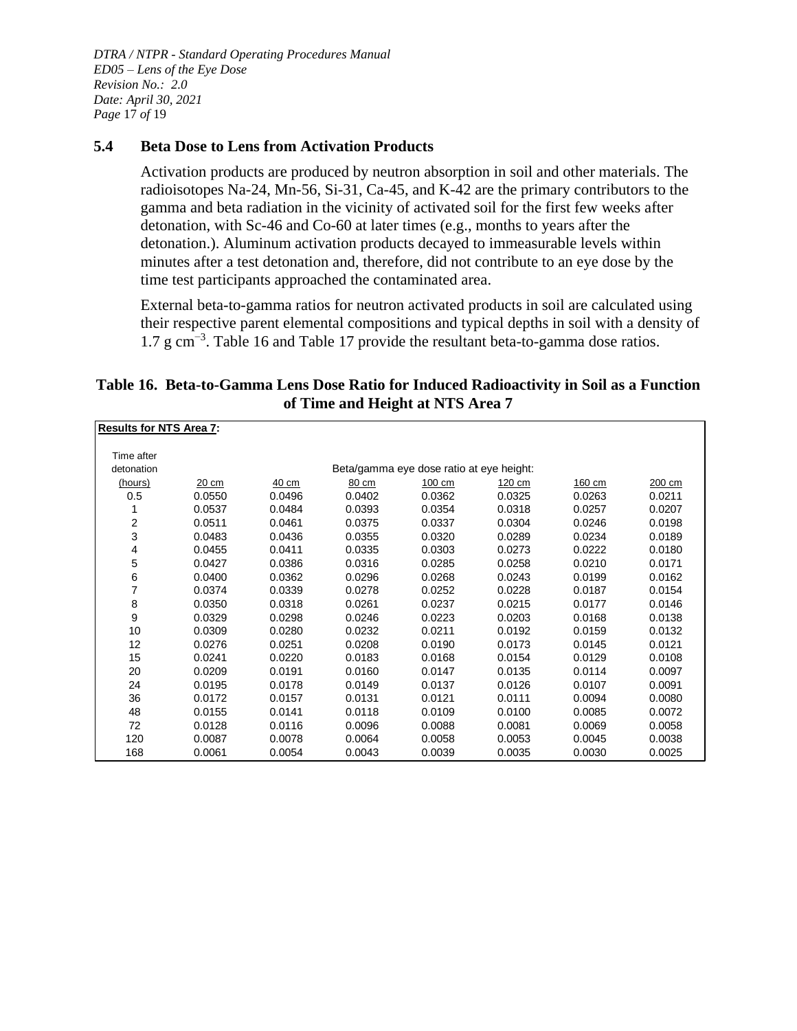## 5.4 Beta Dose to Lens from Activation Products

Activation products are produced by neutron absorption in soil and other materials. The radioisotopes Na-24, Mn-56, Si-31, Ca-45, and K-42 are the primary contributors to the gamma and beta radiation in the vicinity of activated soil for the first few weeks after detonation, with Sc-46 and Co-60 at later times (e.g., months to years after the detonation.). Aluminum activation products decayed to immeasurable levels within minutes after a test detonation and, therefore, did not contribute to an eye dose by the time test participants approached the contaminated area.

External beta-to-gamma ratios for neutron activated products in soil are calculated using their respective parent elemental compositions and typical depths in soil with a density of 1.7 g cm$^{-3}$. Table 16 and Table 17 provide the resultant beta-to-gamma dose ratios.

**Table 16. Beta-to-Gamma Lens Dose Ratio for Induced Radioactivity in Soil as a Function of Time and Height at NTS Area 7**

**Results for NTS Area 7:**

| Time after detonation | Beta/gamma eye dose ratio at eye height: | | | | | | |
|---|---|---|---|---|---|---|---|
| (hours) | 20 cm | 40 cm | 80 cm | 100 cm | 120 cm | 160 cm | 200 cm |
| 0.5 | 0.0550 | 0.0496 | 0.0402 | 0.0362 | 0.0325 | 0.0263 | 0.0211 |
| 1 | 0.0537 | 0.0484 | 0.0393 | 0.0354 | 0.0318 | 0.0257 | 0.0207 |
| 2 | 0.0511 | 0.0461 | 0.0375 | 0.0337 | 0.0304 | 0.0246 | 0.0198 |
| 3 | 0.0483 | 0.0436 | 0.0355 | 0.0320 | 0.0289 | 0.0234 | 0.0189 |
| 4 | 0.0455 | 0.0411 | 0.0335 | 0.0303 | 0.0273 | 0.0222 | 0.0180 |
| 5 | 0.0427 | 0.0386 | 0.0316 | 0.0285 | 0.0258 | 0.0210 | 0.0171 |
| 6 | 0.0400 | 0.0362 | 0.0296 | 0.0268 | 0.0243 | 0.0199 | 0.0162 |
| 7 | 0.0374 | 0.0339 | 0.0278 | 0.0252 | 0.0228 | 0.0187 | 0.0154 |
| 8 | 0.0350 | 0.0318 | 0.0261 | 0.0237 | 0.0215 | 0.0177 | 0.0146 |
| 9 | 0.0329 | 0.0298 | 0.0246 | 0.0223 | 0.0203 | 0.0168 | 0.0138 |
| 10 | 0.0309 | 0.0280 | 0.0232 | 0.0211 | 0.0192 | 0.0159 | 0.0132 |
| 12 | 0.0276 | 0.0251 | 0.0208 | 0.0190 | 0.0173 | 0.0145 | 0.0121 |
| 15 | 0.0241 | 0.0220 | 0.0183 | 0.0168 | 0.0154 | 0.0129 | 0.0108 |
| 20 | 0.0209 | 0.0191 | 0.0160 | 0.0147 | 0.0135 | 0.0114 | 0.0097 |
| 24 | 0.0195 | 0.0178 | 0.0149 | 0.0137 | 0.0126 | 0.0107 | 0.0091 |
| 36 | 0.0172 | 0.0157 | 0.0131 | 0.0121 | 0.0111 | 0.0094 | 0.0080 |
| 48 | 0.0155 | 0.0141 | 0.0118 | 0.0109 | 0.0100 | 0.0085 | 0.0072 |
| 72 | 0.0128 | 0.0116 | 0.0096 | 0.0088 | 0.0081 | 0.0069 | 0.0058 |
| 120 | 0.0087 | 0.0078 | 0.0064 | 0.0058 | 0.0053 | 0.0045 | 0.0038 |
| 168 | 0.0061 | 0.0054 | 0.0043 | 0.0039 | 0.0035 | 0.0030 | 0.0025 |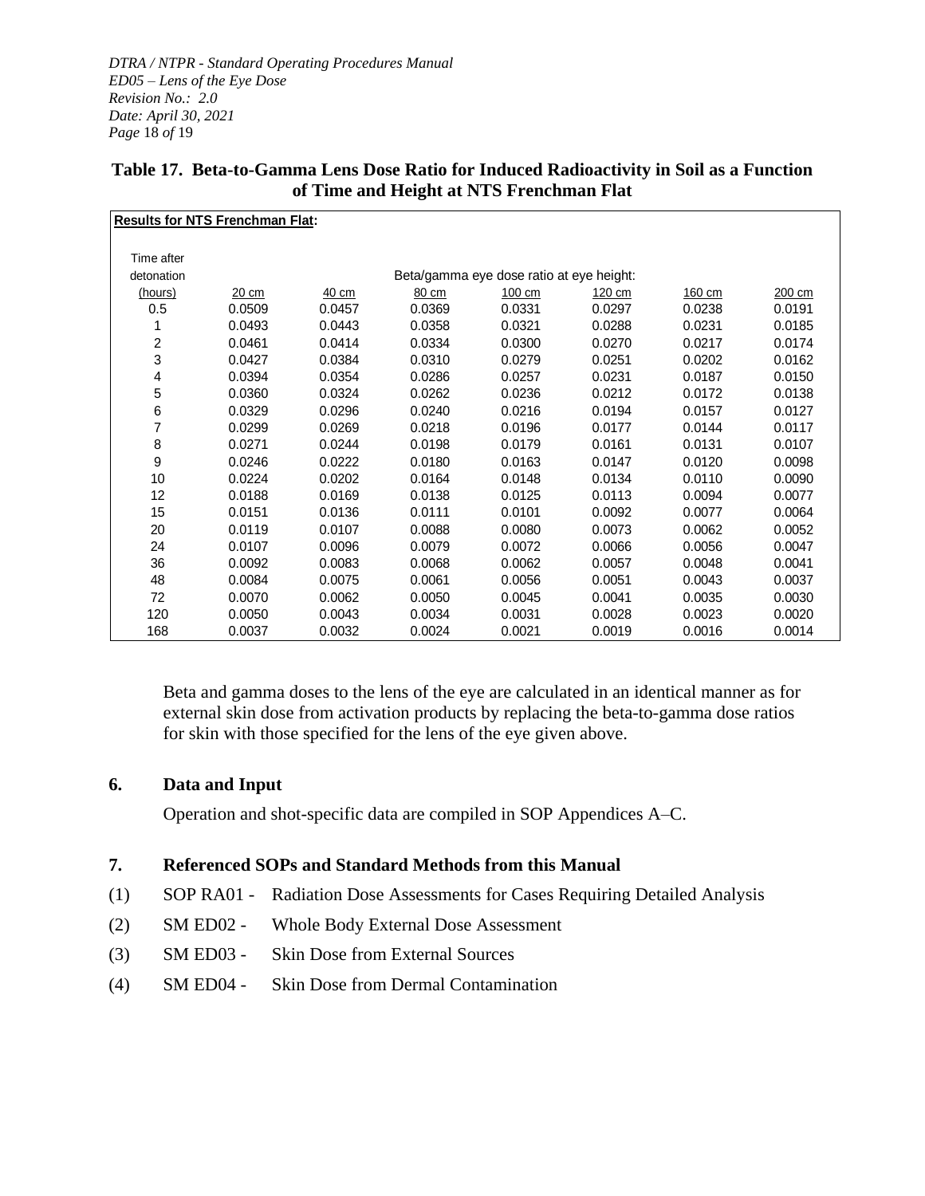**Table 17. Beta-to-Gamma Lens Dose Ratio for Induced Radioactivity in Soil as a Function of Time and Height at NTS Frenchman Flat**

**Results for NTS Frenchman Flat:**

| Time after detonation (hours) | Beta/gamma eye dose ratio at eye height: 20 cm | 40 cm | 80 cm | 100 cm | 120 cm | 160 cm | 200 cm |
|---|---|---|---|---|---|---|---|
| 0.5 | 0.0509 | 0.0457 | 0.0369 | 0.0331 | 0.0297 | 0.0238 | 0.0191 |
| 1 | 0.0493 | 0.0443 | 0.0358 | 0.0321 | 0.0288 | 0.0231 | 0.0185 |
| 2 | 0.0461 | 0.0414 | 0.0334 | 0.0300 | 0.0270 | 0.0217 | 0.0174 |
| 3 | 0.0427 | 0.0384 | 0.0310 | 0.0279 | 0.0251 | 0.0202 | 0.0162 |
| 4 | 0.0394 | 0.0354 | 0.0286 | 0.0257 | 0.0231 | 0.0187 | 0.0150 |
| 5 | 0.0360 | 0.0324 | 0.0262 | 0.0236 | 0.0212 | 0.0172 | 0.0138 |
| 6 | 0.0329 | 0.0296 | 0.0240 | 0.0216 | 0.0194 | 0.0157 | 0.0127 |
| 7 | 0.0299 | 0.0269 | 0.0218 | 0.0196 | 0.0177 | 0.0144 | 0.0117 |
| 8 | 0.0271 | 0.0244 | 0.0198 | 0.0179 | 0.0161 | 0.0131 | 0.0107 |
| 9 | 0.0246 | 0.0222 | 0.0180 | 0.0163 | 0.0147 | 0.0120 | 0.0098 |
| 10 | 0.0224 | 0.0202 | 0.0164 | 0.0148 | 0.0134 | 0.0110 | 0.0090 |
| 12 | 0.0188 | 0.0169 | 0.0138 | 0.0125 | 0.0113 | 0.0094 | 0.0077 |
| 15 | 0.0151 | 0.0136 | 0.0111 | 0.0101 | 0.0092 | 0.0077 | 0.0064 |
| 20 | 0.0119 | 0.0107 | 0.0088 | 0.0080 | 0.0073 | 0.0062 | 0.0052 |
| 24 | 0.0107 | 0.0096 | 0.0079 | 0.0072 | 0.0066 | 0.0056 | 0.0047 |
| 36 | 0.0092 | 0.0083 | 0.0068 | 0.0062 | 0.0057 | 0.0048 | 0.0041 |
| 48 | 0.0084 | 0.0075 | 0.0061 | 0.0056 | 0.0051 | 0.0043 | 0.0037 |
| 72 | 0.0070 | 0.0062 | 0.0050 | 0.0045 | 0.0041 | 0.0035 | 0.0030 |
| 120 | 0.0050 | 0.0043 | 0.0034 | 0.0031 | 0.0028 | 0.0023 | 0.0020 |
| 168 | 0.0037 | 0.0032 | 0.0024 | 0.0021 | 0.0019 | 0.0016 | 0.0014 |

Beta and gamma doses to the lens of the eye are calculated in an identical manner as for external skin dose from activation products by replacing the beta-to-gamma dose ratios for skin with those specified for the lens of the eye given above.

## 6. Data and Input

Operation and shot-specific data are compiled in SOP Appendices A–C.

## 7. Referenced SOPs and Standard Methods from this Manual

(1) SOP RA01 - Radiation Dose Assessments for Cases Requiring Detailed Analysis

(2) SM ED02 - Whole Body External Dose Assessment

(3) SM ED03 - Skin Dose from External Sources

(4) SM ED04 - Skin Dose from Dermal Contamination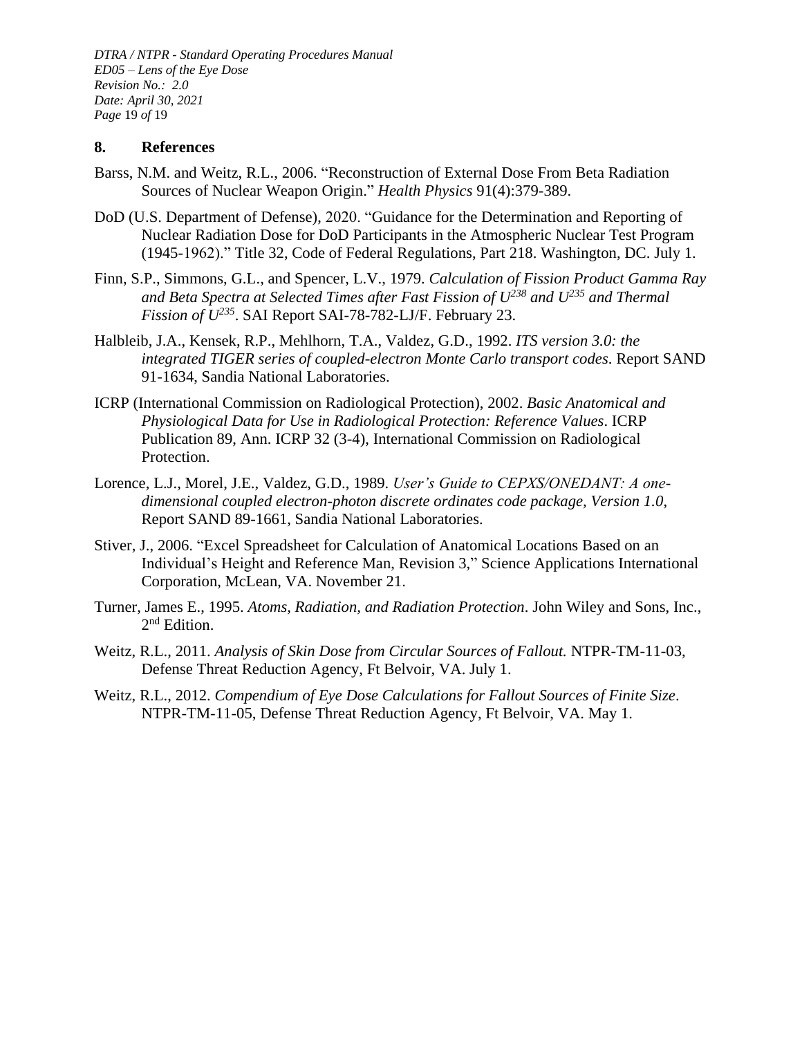## 8. References

Barss, N.M. and Weitz, R.L., 2006. "Reconstruction of External Dose From Beta Radiation Sources of Nuclear Weapon Origin." *Health Physics* 91(4):379-389.

DoD (U.S. Department of Defense), 2020. "Guidance for the Determination and Reporting of Nuclear Radiation Dose for DoD Participants in the Atmospheric Nuclear Test Program (1945-1962)." Title 32, Code of Federal Regulations, Part 218. Washington, DC. July 1.

Finn, S.P., Simmons, G.L., and Spencer, L.V., 1979. *Calculation of Fission Product Gamma Ray and Beta Spectra at Selected Times after Fast Fission of $U^{238}$ and $U^{235}$ and Thermal Fission of $U^{235}$*. SAI Report SAI-78-782-LJ/F. February 23.

Halbleib, J.A., Kensek, R.P., Mehlhorn, T.A., Valdez, G.D., 1992. *ITS version 3.0: the integrated TIGER series of coupled-electron Monte Carlo transport codes*. Report SAND 91-1634, Sandia National Laboratories.

ICRP (International Commission on Radiological Protection), 2002. *Basic Anatomical and Physiological Data for Use in Radiological Protection: Reference Values*. ICRP Publication 89, Ann. ICRP 32 (3-4), International Commission on Radiological Protection.

Lorence, L.J., Morel, J.E., Valdez, G.D., 1989. *User's Guide to CEPXS/ONEDANT: A one-dimensional coupled electron-photon discrete ordinates code package, Version 1.0*, Report SAND 89-1661, Sandia National Laboratories.

Stiver, J., 2006. "Excel Spreadsheet for Calculation of Anatomical Locations Based on an Individual's Height and Reference Man, Revision 3," Science Applications International Corporation, McLean, VA. November 21.

Turner, James E., 1995. *Atoms, Radiation, and Radiation Protection*. John Wiley and Sons, Inc., $2^{nd}$ Edition.

Weitz, R.L., 2011. *Analysis of Skin Dose from Circular Sources of Fallout.* NTPR-TM-11-03, Defense Threat Reduction Agency, Ft Belvoir, VA. July 1.

Weitz, R.L., 2012. *Compendium of Eye Dose Calculations for Fallout Sources of Finite Size*. NTPR-TM-11-05, Defense Threat Reduction Agency, Ft Belvoir, VA. May 1.